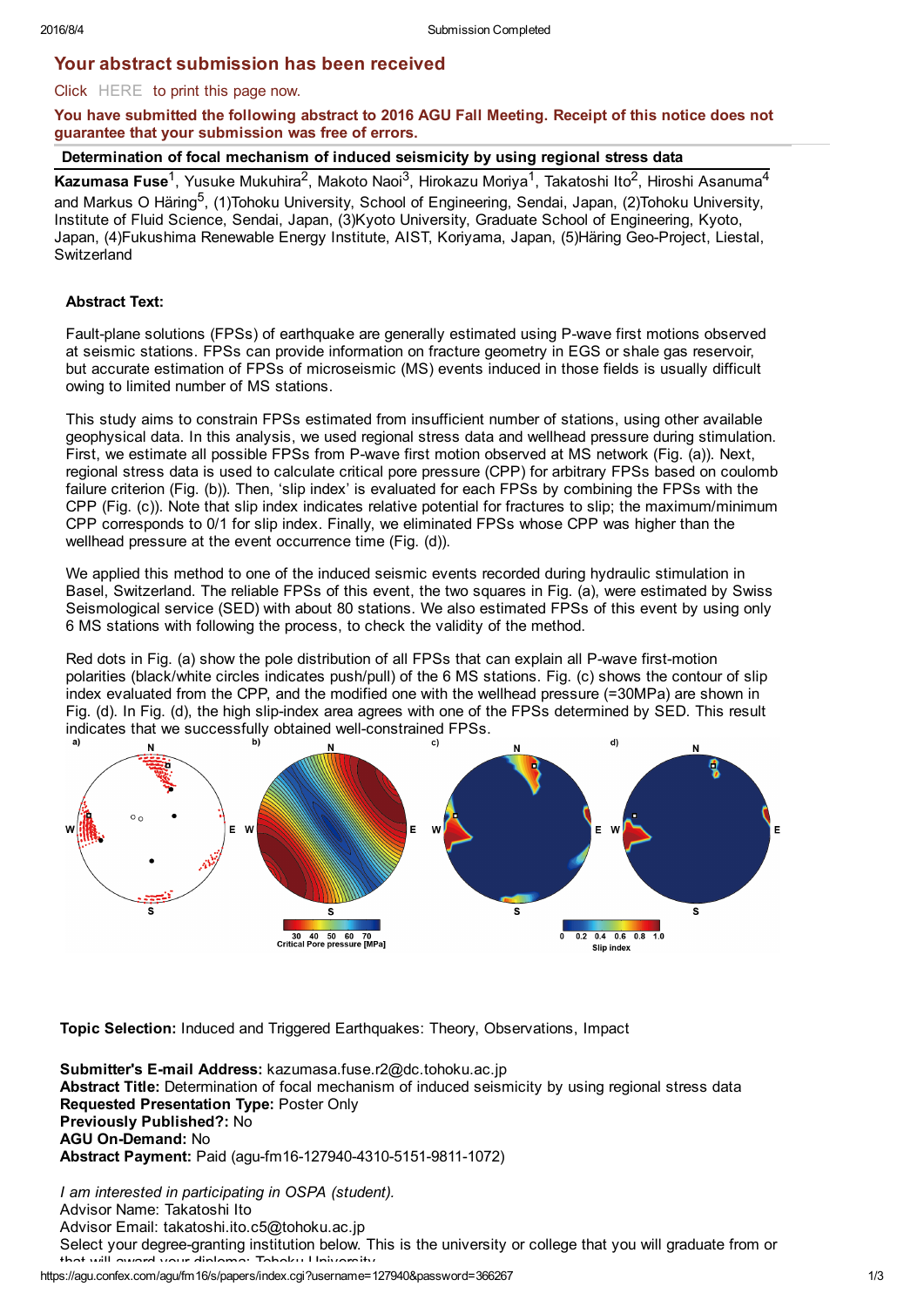## Your abstract submission has been received

Click HERE to print this page now.

**You have submitted the following abstract to 2016 AGU Fall Meeting. Receipt of this notice does not guarantee that your submission was free of errors.**

### Determination of focal mechanism of induced seismicity by using regional stress data

**Kazumasa Fuse**[1], Yusuke Mukuhira[2], Makoto Naoi[3], Hirokazu Moriya[1], Takatoshi Ito[2], Hiroshi Asanuma[4] and Markus O Häring[5], (1)Tohoku University, School of Engineering, Sendai, Japan, (2)Tohoku University, Institute of Fluid Science, Sendai, Japan, (3)Kyoto University, Graduate School of Engineering, Kyoto, Japan, (4)Fukushima Renewable Energy Institute, AIST, Koriyama, Japan, (5)Häring Geo-Project, Liestal, Switzerland

**Abstract Text:**

Fault-plane solutions (FPSs) of earthquake are generally estimated using P-wave first motions observed at seismic stations. FPSs can provide information on fracture geometry in EGS or shale gas reservoir, but accurate estimation of FPSs of microseismic (MS) events induced in those fields is usually difficult owing to limited number of MS stations.

This study aims to constrain FPSs estimated from insufficient number of stations, using other available geophysical data. In this analysis, we used regional stress data and wellhead pressure during stimulation. First, we estimate all possible FPSs from P-wave first motion observed at MS network (Fig. (a)). Next, regional stress data is used to calculate critical pore pressure (CPP) for arbitrary FPSs based on coulomb failure criterion (Fig. (b)). Then, 'slip index' is evaluated for each FPSs by combining the FPSs with the CPP (Fig. (c)). Note that slip index indicates relative potential for fractures to slip; the maximum/minimum CPP corresponds to 0/1 for slip index. Finally, we eliminated FPSs whose CPP was higher than the wellhead pressure at the event occurrence time (Fig. (d)).

We applied this method to one of the induced seismic events recorded during hydraulic stimulation in Basel, Switzerland. The reliable FPSs of this event, the two squares in Fig. (a), were estimated by Swiss Seismological service (SED) with about 80 stations. We also estimated FPSs of this event by using only 6 MS stations with following the process, to check the validity of the method.

Red dots in Fig. (a) show the pole distribution of all FPSs that can explain all P-wave first-motion polarities (black/white circles indicates push/pull) of the 6 MS stations. Fig. (c) shows the contour of slip index evaluated from the CPP, and the modified one with the wellhead pressure (=30MPa) are shown in Fig. (d). In Fig. (d), the high slip-index area agrees with one of the FPSs determined by SED. This result indicates that we successfully obtained well-constrained FPSs.

**Topic Selection:** Induced and Triggered Earthquakes: Theory, Observations, Impact

**Submitter's E-mail Address:** kazumasa.fuse.r2@dc.tohoku.ac.jp
**Abstract Title:** Determination of focal mechanism of induced seismicity by using regional stress data
**Requested Presentation Type:** Poster Only
**Previously Published?:** No
**AGU On-Demand:** No
**Abstract Payment:** Paid (agu-fm16-127940-4310-5151-9811-1072)

*I am interested in participating in OSPA (student).*
Advisor Name: Takatoshi Ito
Advisor Email: takatoshi.ito.c5@tohoku.ac.jp
Select your degree-granting institution below. This is the university or college that you will graduate from or that will award your diploma: Tohoku University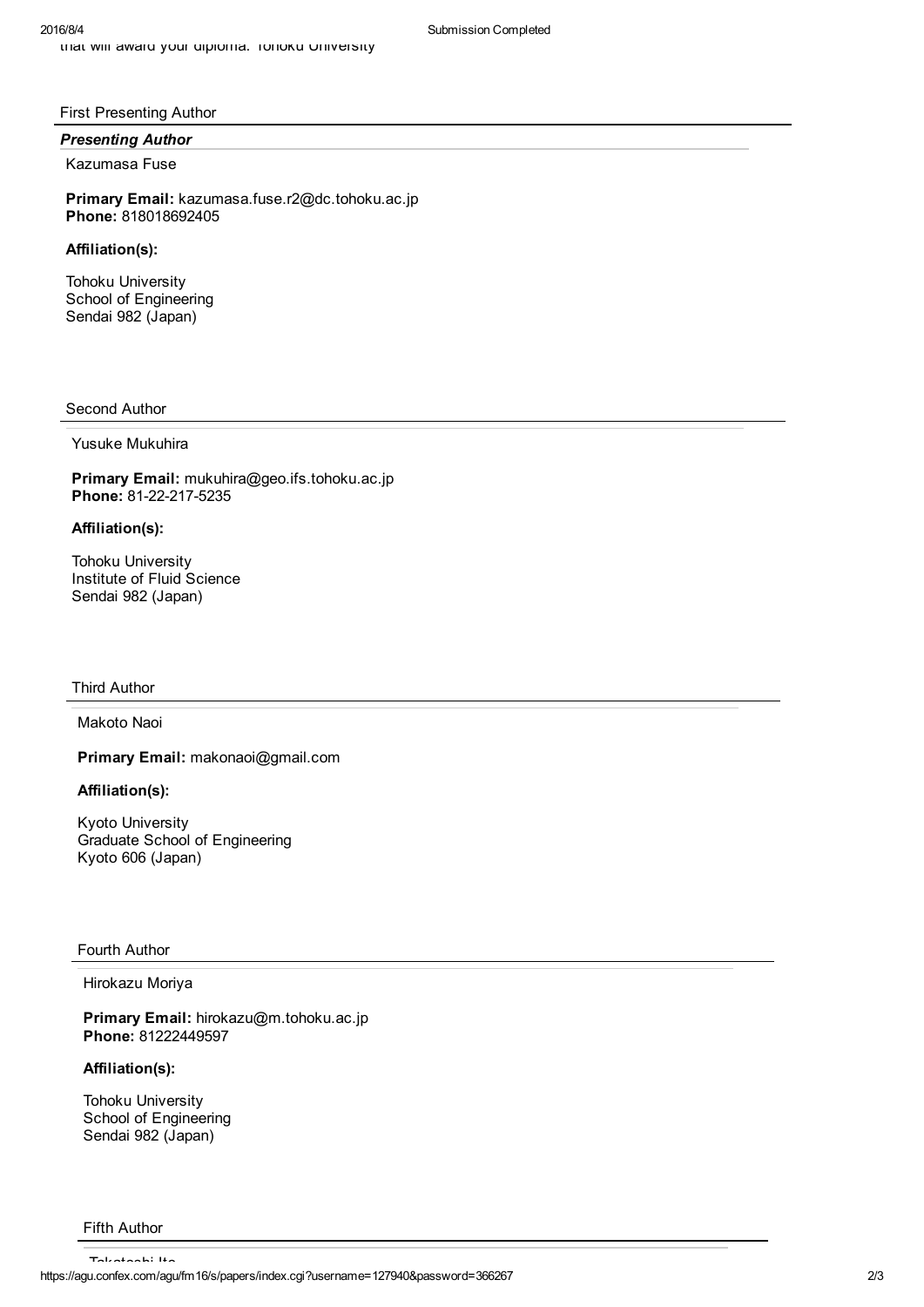that will award your diploma: Tohoku University

First Presenting Author

***Presenting Author***

Kazumasa Fuse

**Primary Email:** kazumasa.fuse.r2@dc.tohoku.ac.jp
**Phone:** 818018692405

**Affiliation(s):**

Tohoku University
School of Engineering
Sendai 982 (Japan)

Second Author

Yusuke Mukuhira

**Primary Email:** mukuhira@geo.ifs.tohoku.ac.jp
**Phone:** 81-22-217-5235

**Affiliation(s):**

Tohoku University
Institute of Fluid Science
Sendai 982 (Japan)

Third Author

Makoto Naoi

**Primary Email:** makonaoi@gmail.com

**Affiliation(s):**

Kyoto University
Graduate School of Engineering
Kyoto 606 (Japan)

Fourth Author

Hirokazu Moriya

**Primary Email:** hirokazu@m.tohoku.ac.jp
**Phone:** 81222449597

**Affiliation(s):**

Tohoku University
School of Engineering
Sendai 982 (Japan)

Fifth Author

Takatoshi Ito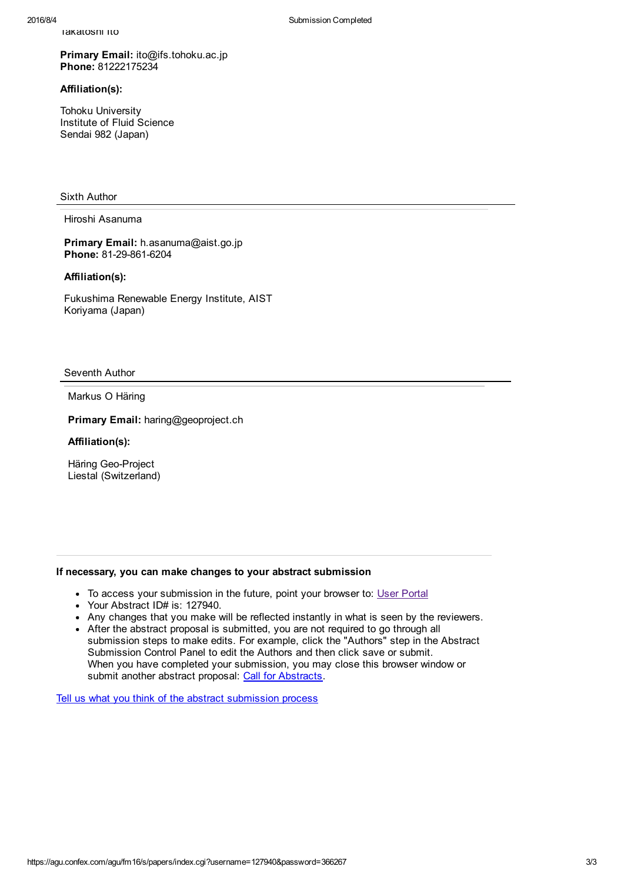Takatoshi Ito

**Primary Email:** ito@ifs.tohoku.ac.jp
**Phone:** 81222175234

**Affiliation(s):**

Tohoku University
Institute of Fluid Science
Sendai 982 (Japan)

Sixth Author

Hiroshi Asanuma

**Primary Email:** h.asanuma@aist.go.jp
**Phone:** 81-29-861-6204

**Affiliation(s):**

Fukushima Renewable Energy Institute, AIST
Koriyama (Japan)

Seventh Author

Markus O Häring

**Primary Email:** haring@geoproject.ch

**Affiliation(s):**

Häring Geo-Project
Liestal (Switzerland)

**If necessary, you can make changes to your abstract submission**

- To access your submission in the future, point your browser to: User Portal
- Your Abstract ID# is: 127940.
- Any changes that you make will be reflected instantly in what is seen by the reviewers.
- After the abstract proposal is submitted, you are not required to go through all submission steps to make edits. For example, click the "Authors" step in the Abstract Submission Control Panel to edit the Authors and then click save or submit.
  When you have completed your submission, you may close this browser window or submit another abstract proposal: Call for Abstracts.

Tell us what you think of the abstract submission process